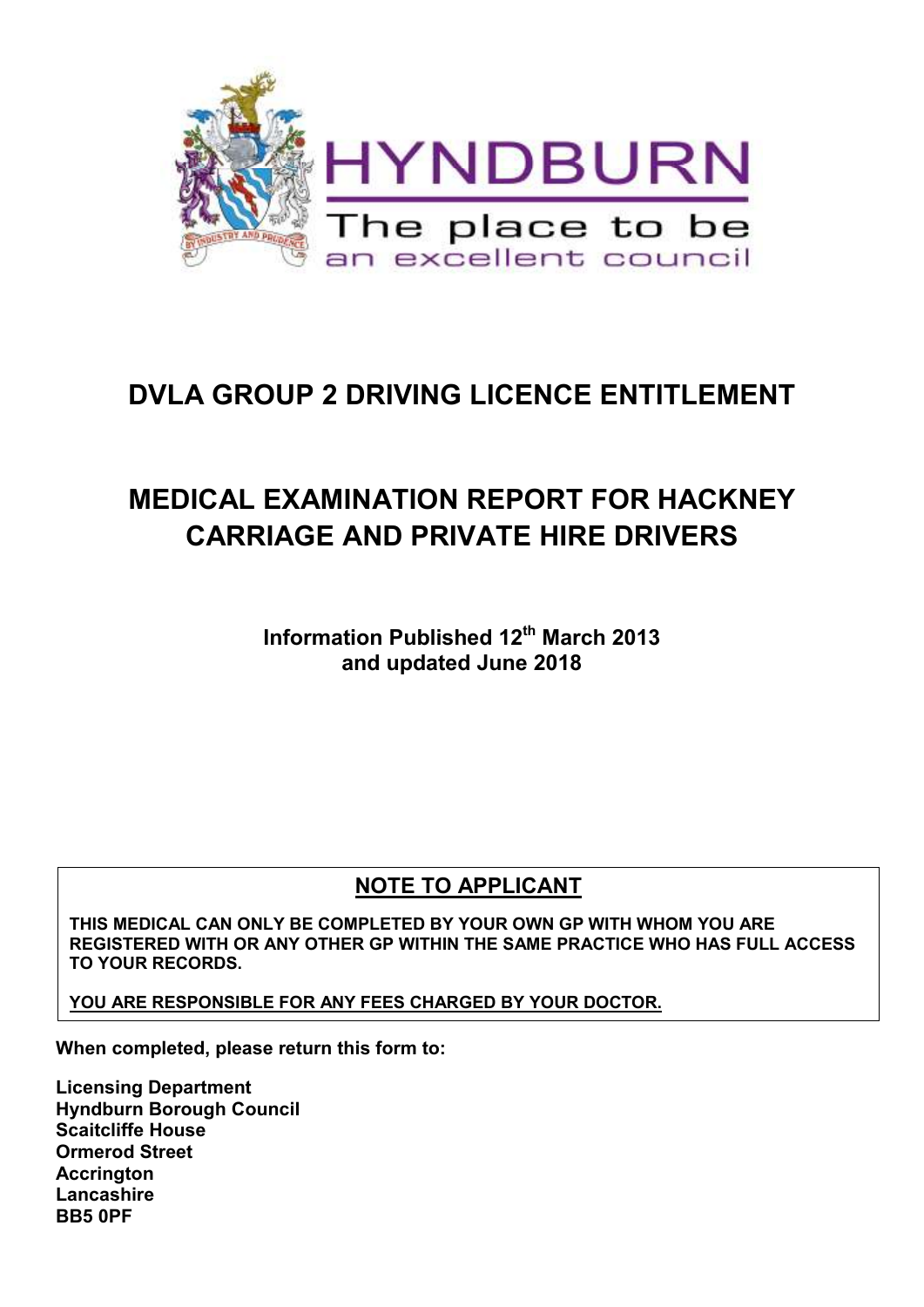HYNDBURN

The place to be

an excellent council

# DVLA GROUP 2 DRIVING LICENCE ENTITLEMENT

# MEDICAL EXAMINATION REPORT FOR HACKNEY CARRIAGE AND PRIVATE HIRE DRIVERS

**Information Published 12th March 2013 and updated June 2018**

## NOTE TO APPLICANT

**THIS MEDICAL CAN ONLY BE COMPLETED BY YOUR OWN GP WITH WHOM YOU ARE REGISTERED WITH OR ANY OTHER GP WITHIN THE SAME PRACTICE WHO HAS FULL ACCESS TO YOUR RECORDS.**

**YOU ARE RESPONSIBLE FOR ANY FEES CHARGED BY YOUR DOCTOR.**

**When completed, please return this form to:**

**Licensing Department**
**Hyndburn Borough Council**
**Scaitcliffe House**
**Ormerod Street**
**Accrington**
**Lancashire**
**BB5 0PF**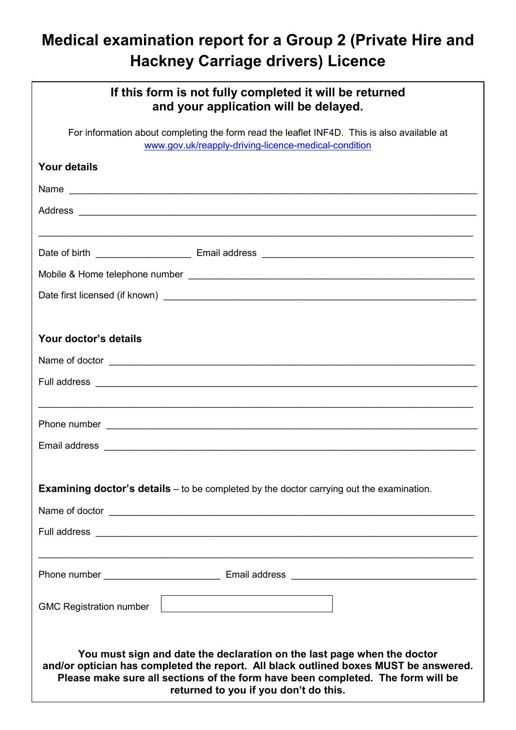# Medical examination report for a Group 2 (Private Hire and Hackney Carriage drivers) Licence

**If this form is not fully completed it will be returned and your application will be delayed.**

For information about completing the form read the leaflet INF4D. This is also available at [www.gov.uk/reapply-driving-licence-medical-condition](www.gov.uk/reapply-driving-licence-medical-condition)

**Your details**

Name ____________________

Address ____________________

____________________

Date of birth ____________________ Email address ____________________

Mobile & Home telephone number ____________________

Date first licensed (if known) ____________________

**Your doctor's details**

Name of doctor ____________________

Full address ____________________

____________________

Phone number ____________________

Email address ____________________

**Examining doctor's details** – to be completed by the doctor carrying out the examination.

Name of doctor ____________________

Full address ____________________

____________________

Phone number ____________________ Email address ____________________

GMC Registration number [ ]

**You must sign and date the declaration on the last page when the doctor and/or optician has completed the report. All black outlined boxes MUST be answered. Please make sure all sections of the form have been completed. The form will be returned to you if you don't do this.**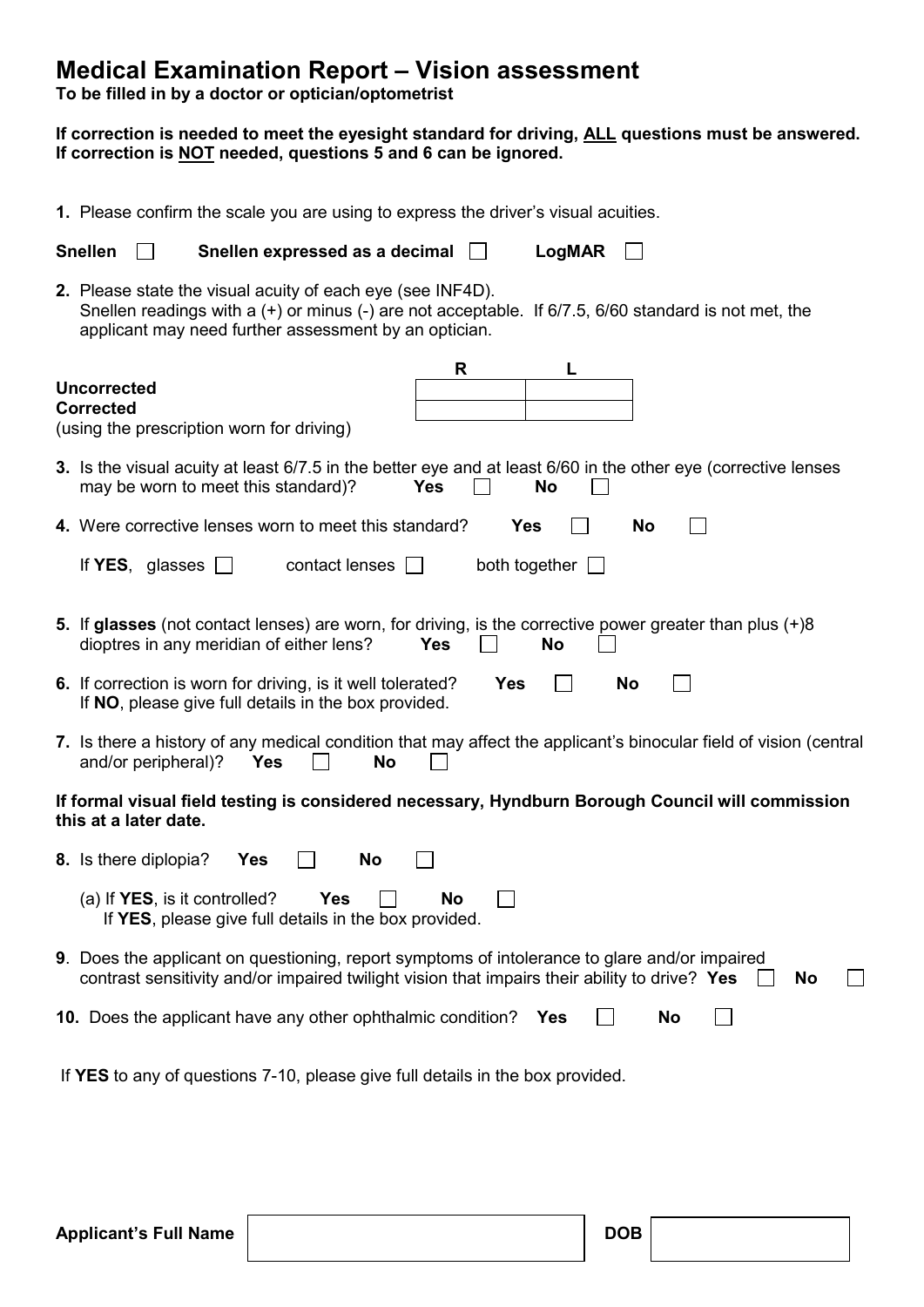# Medical Examination Report – Vision assessment

**To be filled in by a doctor or optician/optometrist**

**If correction is needed to meet the eyesight standard for driving, ALL questions must be answered. If correction is NOT needed, questions 5 and 6 can be ignored.**

**1.** Please confirm the scale you are using to express the driver's visual acuities.

**Snellen** ☐ **Snellen expressed as a decimal** ☐ **LogMAR** ☐

**2.** Please state the visual acuity of each eye (see INF4D).
Snellen readings with a (+) or minus (-) are not acceptable. If 6/7.5, 6/60 standard is not met, the applicant may need further assessment by an optician.

| | R | L |
|---|---|---|
| **Uncorrected** | | |
| **Corrected** (using the prescription worn for driving) | | |

**3.** Is the visual acuity at least 6/7.5 in the better eye and at least 6/60 in the other eye (corrective lenses may be worn to meet this standard)? **Yes** ☐ **No** ☐

**4.** Were corrective lenses worn to meet this standard? **Yes** ☐ **No** ☐

If **YES**, glasses ☐ contact lenses ☐ both together ☐

**5.** If **glasses** (not contact lenses) are worn, for driving, is the corrective power greater than plus (+)8 dioptres in any meridian of either lens? **Yes** ☐ **No** ☐

**6.** If correction is worn for driving, is it well tolerated? **Yes** ☐ **No** ☐
If **NO**, please give full details in the box provided.

**7.** Is there a history of any medical condition that may affect the applicant's binocular field of vision (central and/or peripheral)? **Yes** ☐ **No** ☐

**If formal visual field testing is considered necessary, Hyndburn Borough Council will commission this at a later date.**

**8.** Is there diplopia? **Yes** ☐ **No** ☐

(a) If **YES**, is it controlled? **Yes** ☐ **No** ☐
If **YES**, please give full details in the box provided.

**9**. Does the applicant on questioning, report symptoms of intolerance to glare and/or impaired contrast sensitivity and/or impaired twilight vision that impairs their ability to drive? **Yes** ☐ **No** ☐

**10.** Does the applicant have any other ophthalmic condition? **Yes** ☐ **No** ☐

If **YES** to any of questions 7-10, please give full details in the box provided.

| **Applicant's Full Name** | | **DOB** | |
|---|---|---|---|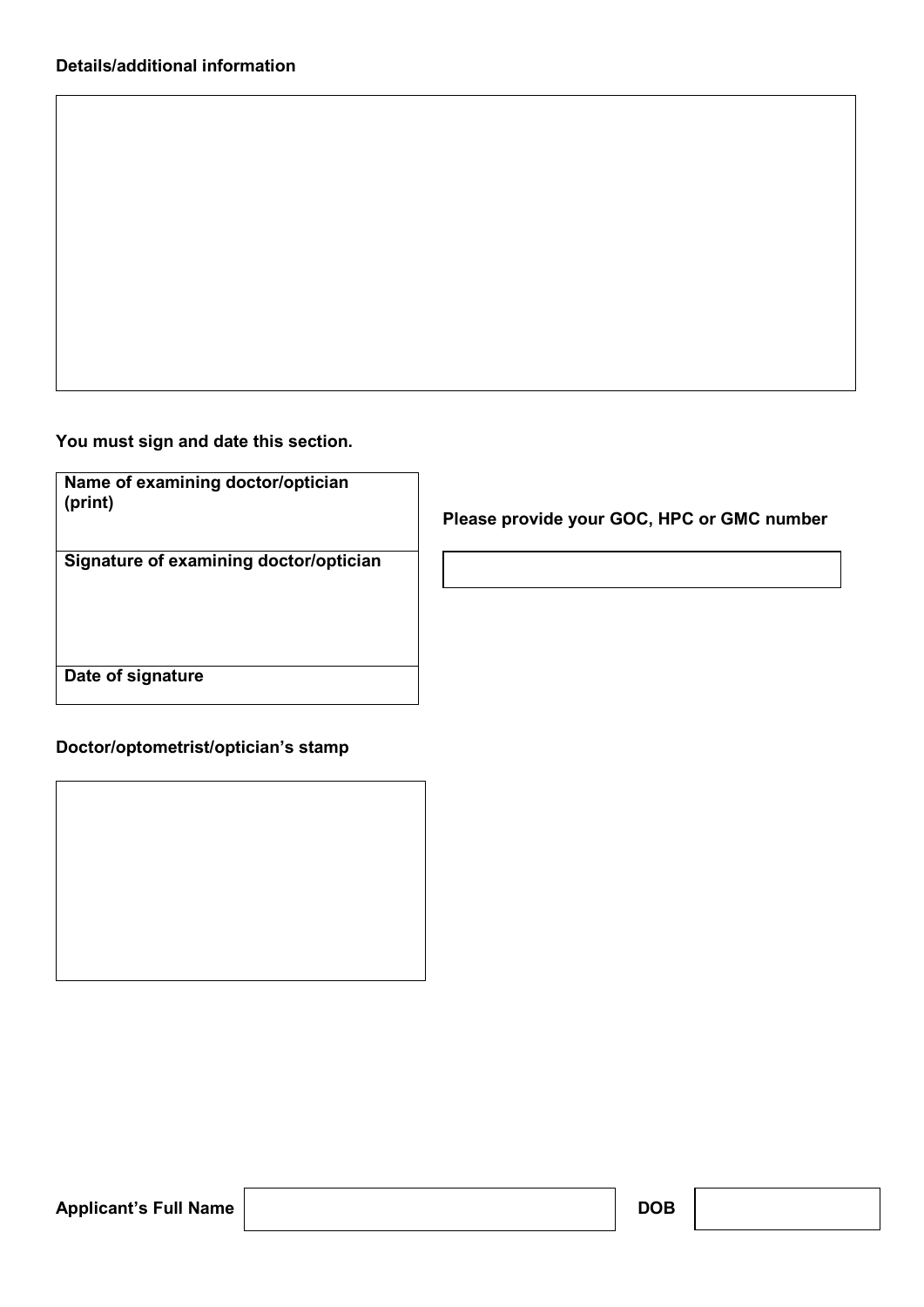**Details/additional information**

| |
|---|
| |

**You must sign and date this section.**

| Name of examining doctor/optician (print) |
|---|
| Signature of examining doctor/optician |
| Date of signature |

**Please provide your GOC, HPC or GMC number**

| |
|---|

**Doctor/optometrist/optician's stamp**

| |
|---|
| |

| Applicant's Full Name | | DOB | |
|---|---|---|---|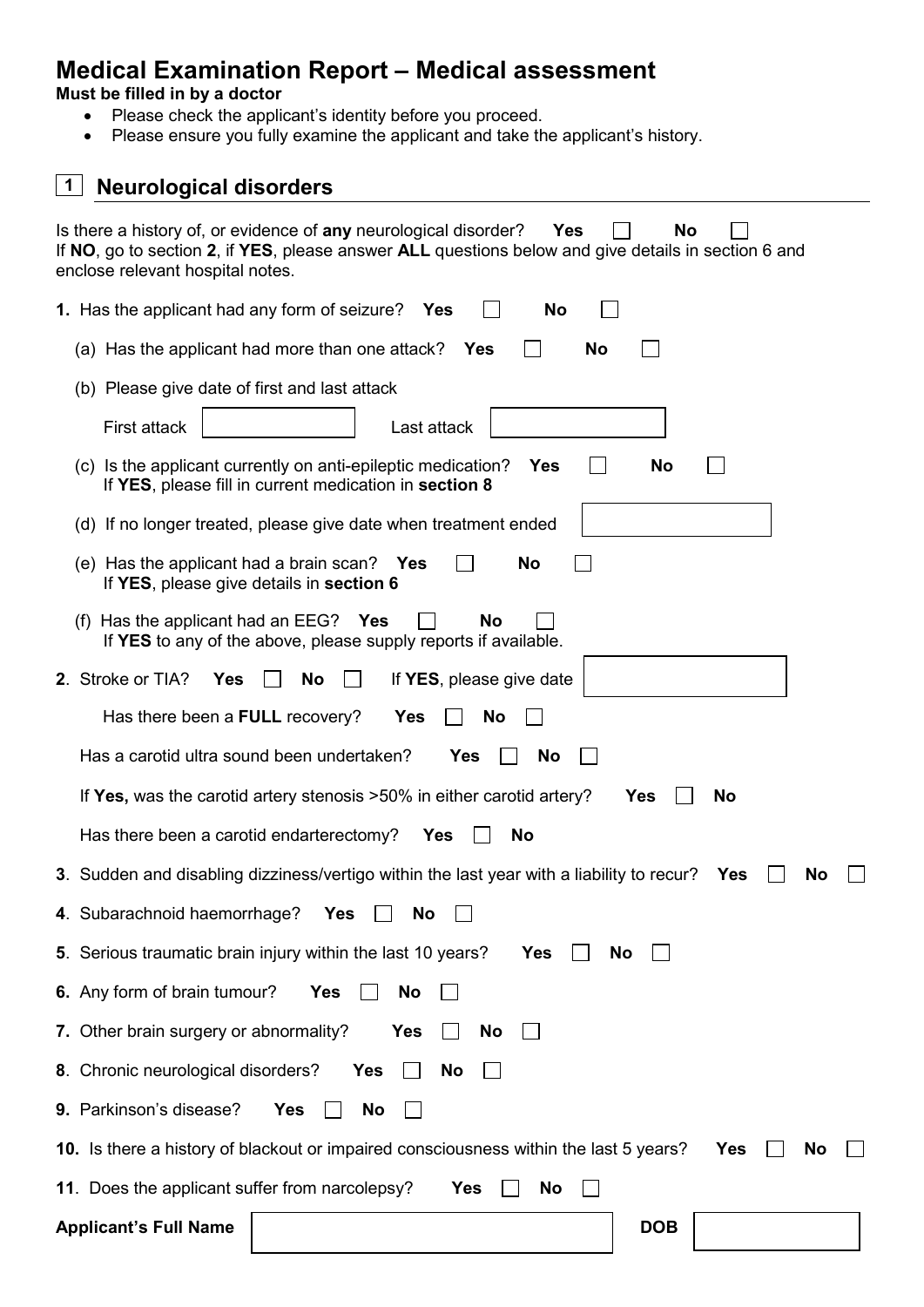# Medical Examination Report – Medical assessment

**Must be filled in by a doctor**

- Please check the applicant's identity before you proceed.
- Please ensure you fully examine the applicant and take the applicant's history.

## 1 Neurological disorders

Is there a history of, or evidence of **any** neurological disorder? **Yes** ☐ **No** ☐
If **NO**, go to section **2**, if **YES**, please answer **ALL** questions below and give details in section 6 and enclose relevant hospital notes.

**1.** Has the applicant had any form of seizure? **Yes** ☐ **No** ☐

(a) Has the applicant had more than one attack? **Yes** ☐ **No** ☐

(b) Please give date of first and last attack

First attack ____________ Last attack ____________

(c) Is the applicant currently on anti-epileptic medication? **Yes** ☐ **No** ☐
If **YES**, please fill in current medication in **section 8**

(d) If no longer treated, please give date when treatment ended ____________

(e) Has the applicant had a brain scan? **Yes** ☐ **No** ☐
If **YES**, please give details in **section 6**

(f) Has the applicant had an EEG? **Yes** ☐ **No** ☐
If **YES** to any of the above, please supply reports if available.

**2**. Stroke or TIA? **Yes** ☐ **No** ☐ If **YES**, please give date ____________

Has there been a **FULL** recovery? **Yes** ☐ **No** ☐

Has a carotid ultra sound been undertaken? **Yes** ☐ **No** ☐

If **Yes,** was the carotid artery stenosis >50% in either carotid artery? **Yes** ☐ **No**

Has there been a carotid endarterectomy? **Yes** ☐ **No**

**3**. Sudden and disabling dizziness/vertigo within the last year with a liability to recur? **Yes** ☐ **No** ☐

**4**. Subarachnoid haemorrhage? **Yes** ☐ **No** ☐

**5**. Serious traumatic brain injury within the last 10 years? **Yes** ☐ **No** ☐

**6.** Any form of brain tumour? **Yes** ☐ **No** ☐

**7.** Other brain surgery or abnormality? **Yes** ☐ **No** ☐

**8**. Chronic neurological disorders? **Yes** ☐ **No** ☐

**9.** Parkinson's disease? **Yes** ☐ **No** ☐

**10.** Is there a history of blackout or impaired consciousness within the last 5 years? **Yes** ☐ **No** ☐

**11**. Does the applicant suffer from narcolepsy? **Yes** ☐ **No** ☐

**Applicant's Full Name** ____________ **DOB** ____________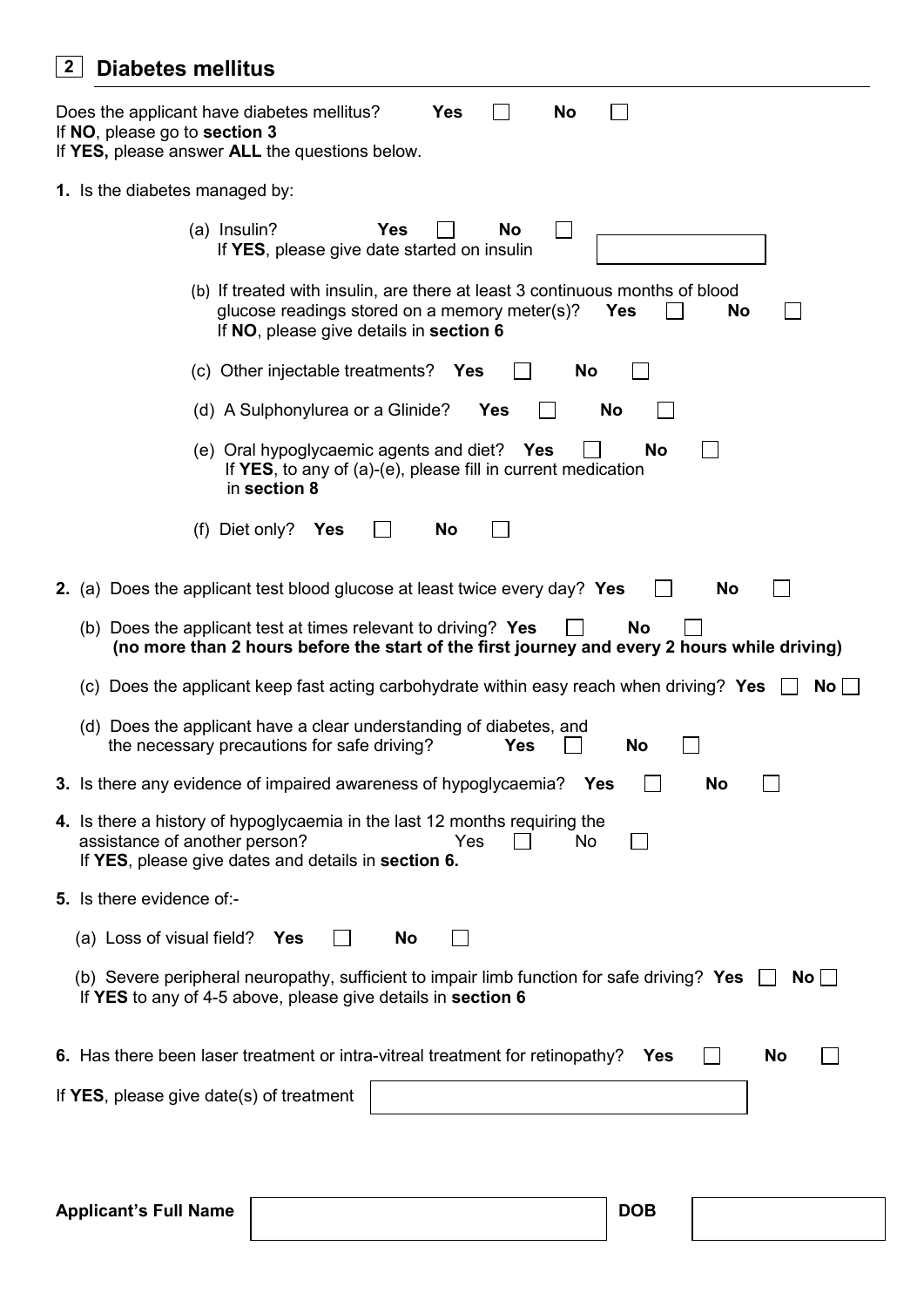## 2 Diabetes mellitus

Does the applicant have diabetes mellitus? **Yes** ☐ **No** ☐
If **NO**, please go to **section 3**
If **YES,** please answer **ALL** the questions below.

**1.** Is the diabetes managed by:

(a) Insulin? **Yes** ☐ **No** ☐
If **YES**, please give date started on insulin ______

(b) If treated with insulin, are there at least 3 continuous months of blood glucose readings stored on a memory meter(s)? **Yes** ☐ **No** ☐
If **NO**, please give details in **section 6**

(c) Other injectable treatments? **Yes** ☐ **No** ☐

(d) A Sulphonylurea or a Glinide? **Yes** ☐ **No** ☐

(e) Oral hypoglycaemic agents and diet? **Yes** ☐ **No** ☐
If **YES**, to any of (a)-(e), please fill in current medication in **section 8**

(f) Diet only? **Yes** ☐ **No** ☐

**2.** (a) Does the applicant test blood glucose at least twice every day? **Yes** ☐ **No** ☐

(b) Does the applicant test at times relevant to driving? **Yes** ☐ **No** ☐
**(no more than 2 hours before the start of the first journey and every 2 hours while driving)**

(c) Does the applicant keep fast acting carbohydrate within easy reach when driving? **Yes** ☐ **No** ☐

(d) Does the applicant have a clear understanding of diabetes, and the necessary precautions for safe driving? **Yes** ☐ **No** ☐

**3.** Is there any evidence of impaired awareness of hypoglycaemia? **Yes** ☐ **No** ☐

**4.** Is there a history of hypoglycaemia in the last 12 months requiring the assistance of another person? Yes ☐ No ☐
If **YES**, please give dates and details in **section 6.**

**5.** Is there evidence of:-

(a) Loss of visual field? **Yes** ☐ **No** ☐

(b) Severe peripheral neuropathy, sufficient to impair limb function for safe driving? **Yes** ☐ **No** ☐
If **YES** to any of 4-5 above, please give details in **section 6**

**6.** Has there been laser treatment or intra-vitreal treatment for retinopathy? **Yes** ☐ **No** ☐

If **YES**, please give date(s) of treatment ______

**Applicant's Full Name** ______ **DOB** ______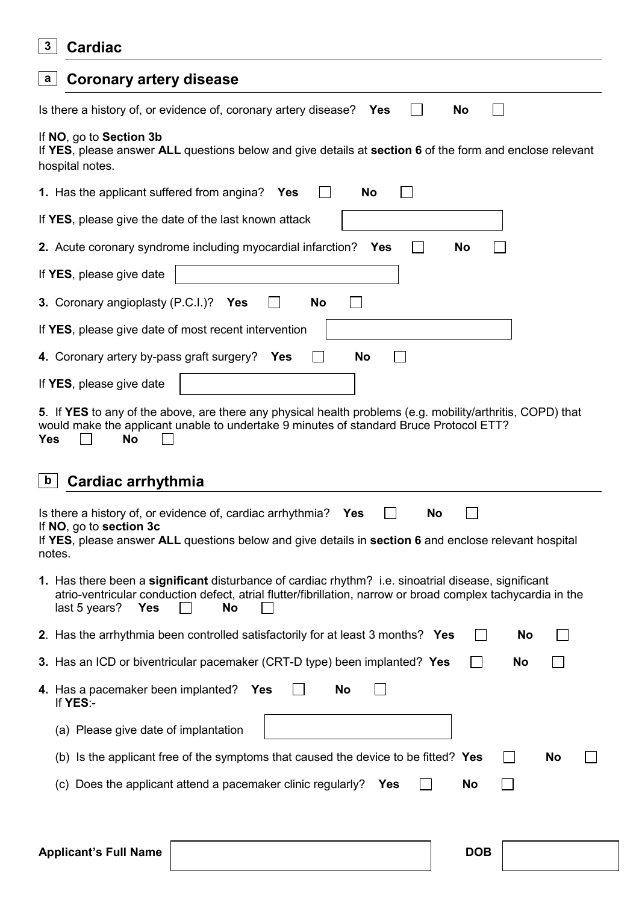## 3 Cardiac

### a Coronary artery disease

Is there a history of, or evidence of, coronary artery disease? **Yes** ☐ **No** ☐

If **NO**, go to **Section 3b**

If **YES**, please answer **ALL** questions below and give details at **section 6** of the form and enclose relevant hospital notes.

**1.** Has the applicant suffered from angina? **Yes** ☐ **No** ☐

If **YES**, please give the date of the last known attack

**2.** Acute coronary syndrome including myocardial infarction? **Yes** ☐ **No** ☐

If **YES**, please give date

**3.** Coronary angioplasty (P.C.I.)? **Yes** ☐ **No** ☐

If **YES**, please give date of most recent intervention

**4.** Coronary artery by-pass graft surgery? **Yes** ☐ **No** ☐

If **YES**, please give date

**5**. If **YES** to any of the above, are there any physical health problems (e.g. mobility/arthritis, COPD) that would make the applicant unable to undertake 9 minutes of standard Bruce Protocol ETT?
**Yes** ☐ **No** ☐

### b Cardiac arrhythmia

Is there a history of, or evidence of, cardiac arrhythmia? **Yes** ☐ **No** ☐

If **NO**, go to **section 3c**

If **YES**, please answer **ALL** questions below and give details in **section 6** and enclose relevant hospital notes.

**1.** Has there been a **significant** disturbance of cardiac rhythm? i.e. sinoatrial disease, significant atrio-ventricular conduction defect, atrial flutter/fibrillation, narrow or broad complex tachycardia in the last 5 years? **Yes** ☐ **No** ☐

**2**. Has the arrhythmia been controlled satisfactorily for at least 3 months? **Yes** ☐ **No** ☐

**3.** Has an ICD or biventricular pacemaker (CRT-D type) been implanted? **Yes** ☐ **No** ☐

**4.** Has a pacemaker been implanted? **Yes** ☐ **No** ☐
If **YES**:-

(a) Please give date of implantation

(b) Is the applicant free of the symptoms that caused the device to be fitted? **Yes** ☐ **No** ☐

(c) Does the applicant attend a pacemaker clinic regularly? **Yes** ☐ **No** ☐

**Applicant's Full Name** | **DOB**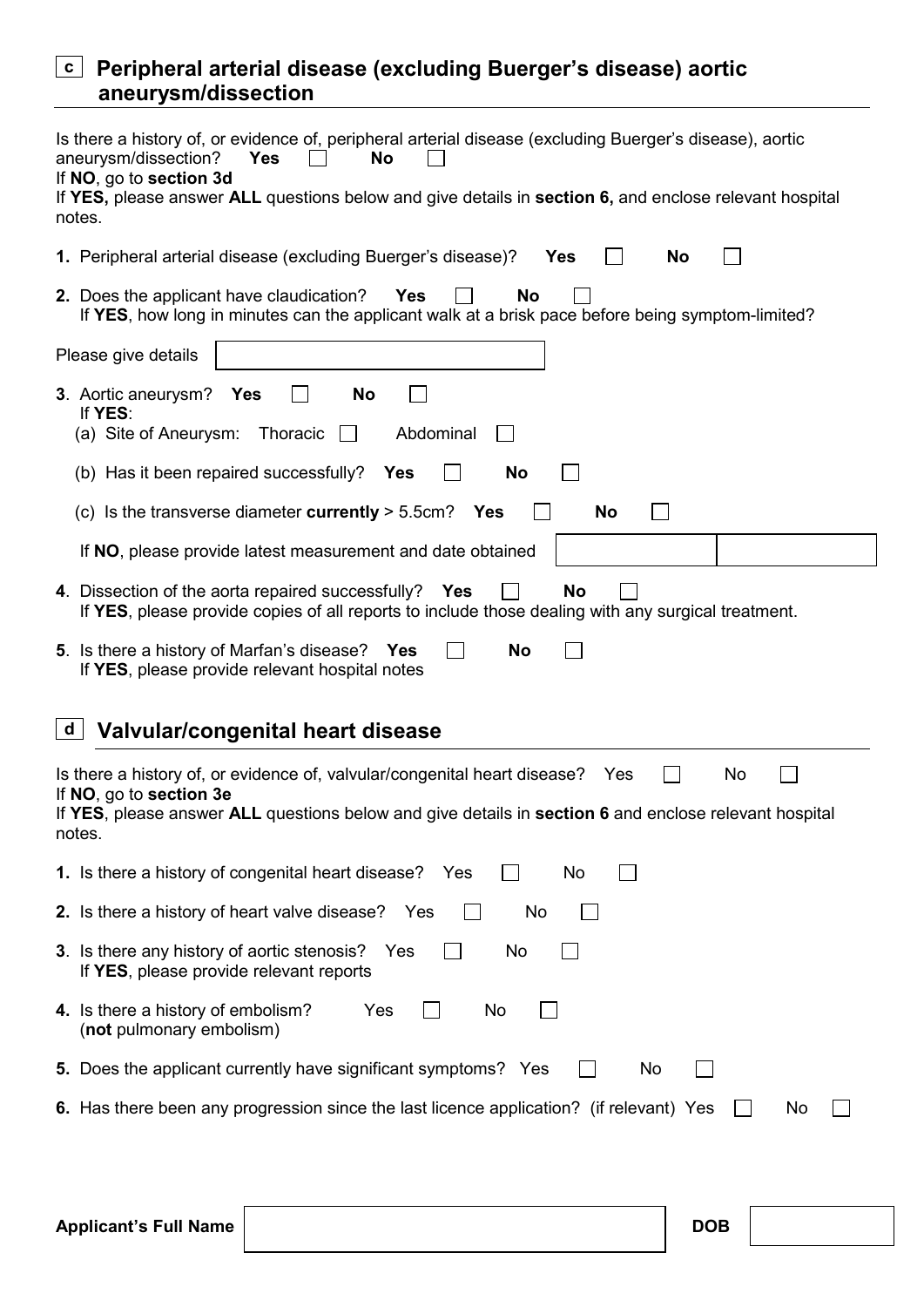## c Peripheral arterial disease (excluding Buerger's disease) aortic aneurysm/dissection

Is there a history of, or evidence of, peripheral arterial disease (excluding Buerger's disease), aortic aneurysm/dissection? **Yes** ☐ **No** ☐
If **NO**, go to **section 3d**
If **YES,** please answer **ALL** questions below and give details in **section 6,** and enclose relevant hospital notes.

**1.** Peripheral arterial disease (excluding Buerger's disease)? **Yes** ☐ **No** ☐

**2.** Does the applicant have claudication? **Yes** ☐ **No** ☐
If **YES**, how long in minutes can the applicant walk at a brisk pace before being symptom-limited?

Please give details

**3**. Aortic aneurysm? **Yes** ☐ **No** ☐
If **YES**:

(a) Site of Aneurysm: Thoracic ☐ Abdominal ☐

(b) Has it been repaired successfully? **Yes** ☐ **No** ☐

(c) Is the transverse diameter **currently** > 5.5cm? **Yes** ☐ **No** ☐

If **NO**, please provide latest measurement and date obtained

**4**. Dissection of the aorta repaired successfully? **Yes** ☐ **No** ☐
If **YES**, please provide copies of all reports to include those dealing with any surgical treatment.

**5**. Is there a history of Marfan's disease? **Yes** ☐ **No** ☐
If **YES**, please provide relevant hospital notes

## d Valvular/congenital heart disease

Is there a history of, or evidence of, valvular/congenital heart disease? Yes ☐ No ☐
If **NO**, go to **section 3e**
If **YES**, please answer **ALL** questions below and give details in **section 6** and enclose relevant hospital notes.

**1.** Is there a history of congenital heart disease? Yes ☐ No ☐

**2.** Is there a history of heart valve disease? Yes ☐ No ☐

**3**. Is there any history of aortic stenosis? Yes ☐ No ☐
If **YES**, please provide relevant reports

**4.** Is there a history of embolism? Yes ☐ No ☐
(**not** pulmonary embolism)

**5.** Does the applicant currently have significant symptoms? Yes ☐ No ☐

**6.** Has there been any progression since the last licence application? (if relevant) Yes ☐ No ☐

**Applicant's Full Name** **DOB**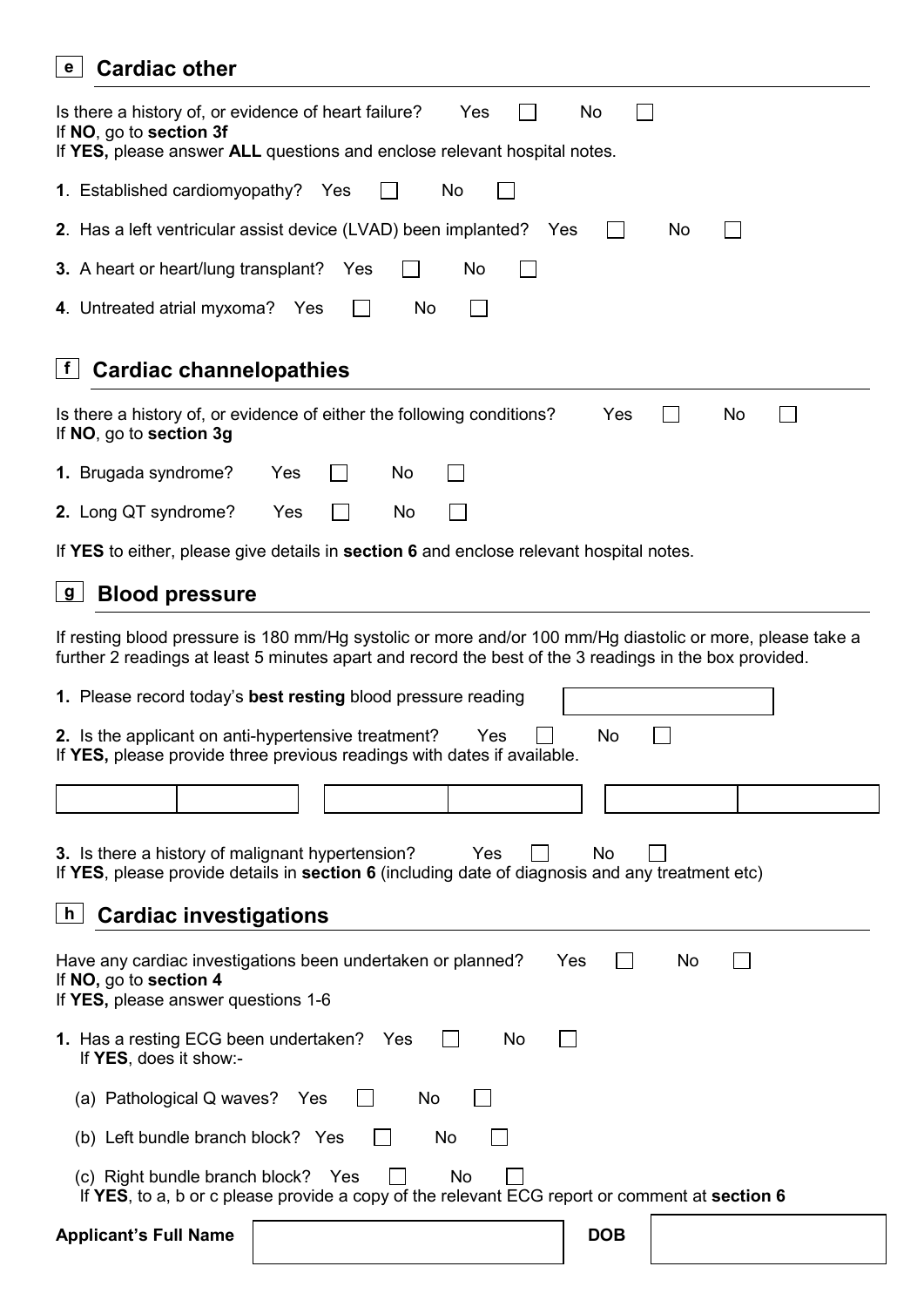## e Cardiac other

Is there a history of, or evidence of heart failure? Yes ☐ No ☐
If **NO**, go to **section 3f**
If **YES,** please answer **ALL** questions and enclose relevant hospital notes.

**1**. Established cardiomyopathy? Yes ☐ No ☐

**2**. Has a left ventricular assist device (LVAD) been implanted? Yes ☐ No ☐

**3.** A heart or heart/lung transplant? Yes ☐ No ☐

**4**. Untreated atrial myxoma? Yes ☐ No ☐

## f Cardiac channelopathies

Is there a history of, or evidence of either the following conditions? Yes ☐ No ☐
If **NO**, go to **section 3g**

**1.** Brugada syndrome? Yes ☐ No ☐

**2.** Long QT syndrome? Yes ☐ No ☐

If **YES** to either, please give details in **section 6** and enclose relevant hospital notes.

## g Blood pressure

If resting blood pressure is 180 mm/Hg systolic or more and/or 100 mm/Hg diastolic or more, please take a further 2 readings at least 5 minutes apart and record the best of the 3 readings in the box provided.

**1.** Please record today's **best resting** blood pressure reading ____________

**2.** Is the applicant on anti-hypertensive treatment? Yes ☐ No ☐
If **YES,** please provide three previous readings with dates if available.

| | | | | | |
|---|---|---|---|---|---|
| | | | | | |

**3.** Is there a history of malignant hypertension? Yes ☐ No ☐
If **YES**, please provide details in **section 6** (including date of diagnosis and any treatment etc)

## h Cardiac investigations

Have any cardiac investigations been undertaken or planned? Yes ☐ No ☐
If **NO,** go to **section 4**
If **YES,** please answer questions 1-6

**1.** Has a resting ECG been undertaken? Yes ☐ No ☐
If **YES**, does it show:-

(a) Pathological Q waves? Yes ☐ No ☐

(b) Left bundle branch block? Yes ☐ No ☐

(c) Right bundle branch block? Yes ☐ No ☐
If **YES**, to a, b or c please provide a copy of the relevant ECG report or comment at **section 6**

**Applicant's Full Name** ____________ **DOB** ____________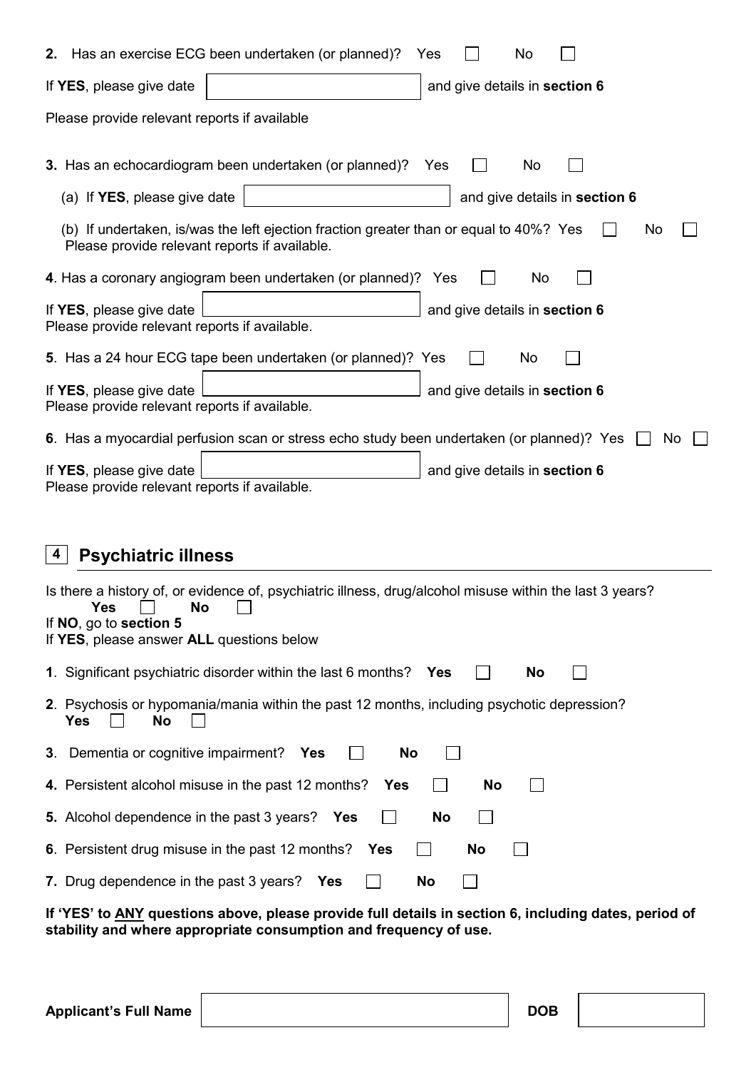**2.** Has an exercise ECG been undertaken (or planned)? Yes ☐ No ☐

If **YES**, please give date [ ] and give details in **section 6**

Please provide relevant reports if available

**3.** Has an echocardiogram been undertaken (or planned)? Yes ☐ No ☐

(a) If **YES**, please give date [ ] and give details in **section 6**

(b) If undertaken, is/was the left ejection fraction greater than or equal to 40%? Yes ☐ No ☐
Please provide relevant reports if available.

**4**. Has a coronary angiogram been undertaken (or planned)? Yes ☐ No ☐

If **YES**, please give date [ ] and give details in **section 6**
Please provide relevant reports if available.

**5**. Has a 24 hour ECG tape been undertaken (or planned)? Yes ☐ No ☐

If **YES**, please give date [ ] and give details in **section 6**
Please provide relevant reports if available.

**6**. Has a myocardial perfusion scan or stress echo study been undertaken (or planned)? Yes ☐ No ☐

If **YES**, please give date [ ] and give details in **section 6**
Please provide relevant reports if available.

## 4 Psychiatric illness

Is there a history of, or evidence of, psychiatric illness, drug/alcohol misuse within the last 3 years?
**Yes** ☐ **No** ☐
If **NO**, go to **section 5**
If **YES**, please answer **ALL** questions below

**1**. Significant psychiatric disorder within the last 6 months? **Yes** ☐ **No** ☐

**2**. Psychosis or hypomania/mania within the past 12 months, including psychotic depression?
**Yes** ☐ **No** ☐

**3**. Dementia or cognitive impairment? **Yes** ☐ **No** ☐

**4.** Persistent alcohol misuse in the past 12 months? **Yes** ☐ **No** ☐

**5.** Alcohol dependence in the past 3 years? **Yes** ☐ **No** ☐

**6**. Persistent drug misuse in the past 12 months? **Yes** ☐ **No** ☐

**7.** Drug dependence in the past 3 years? **Yes** ☐ **No** ☐

**If 'YES' to ANY questions above, please provide full details in section 6, including dates, period of stability and where appropriate consumption and frequency of use.**

**Applicant's Full Name** [ ] **DOB** [ ]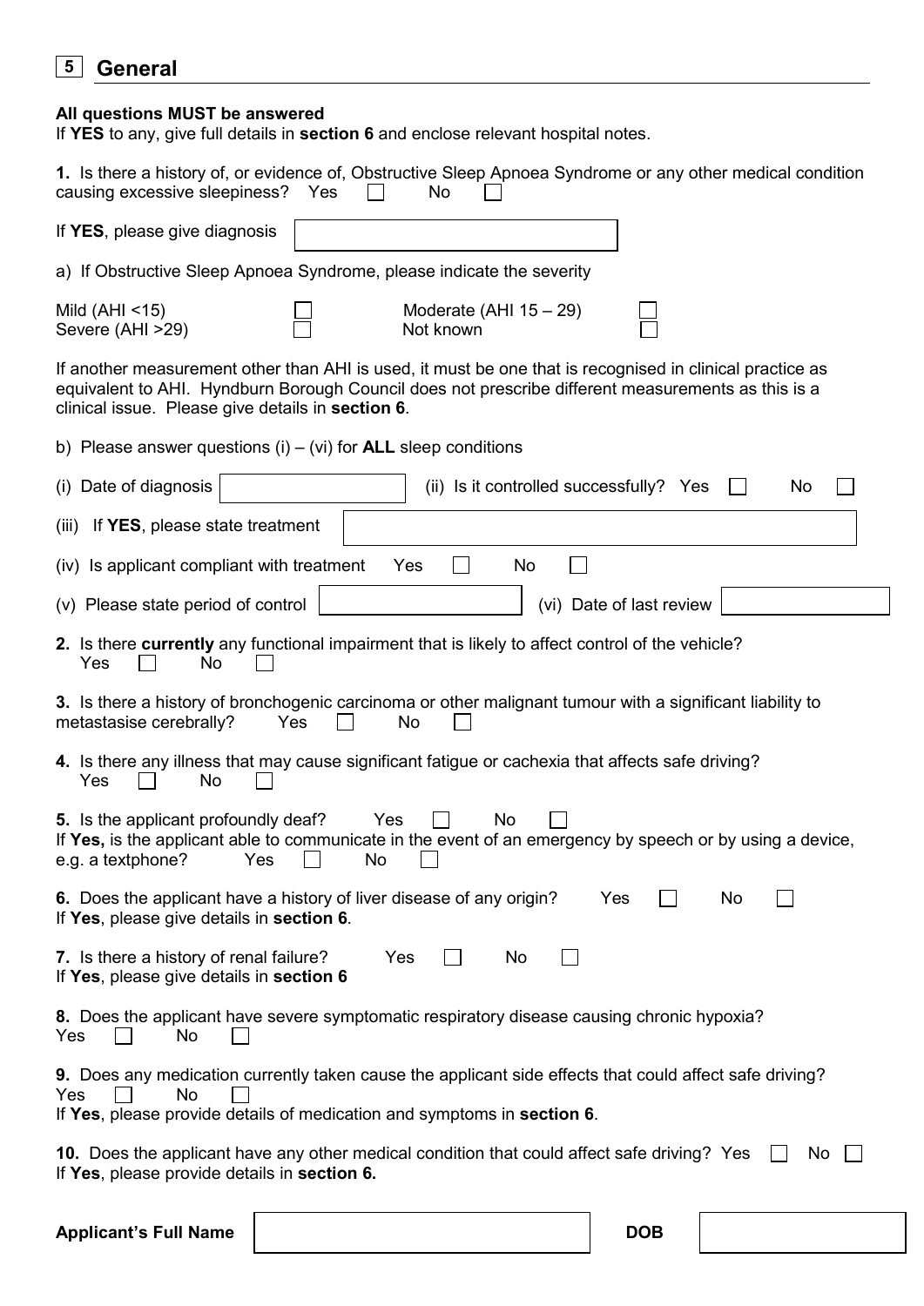## 5 General

**All questions MUST be answered**
If **YES** to any, give full details in **section 6** and enclose relevant hospital notes.

**1.** Is there a history of, or evidence of, Obstructive Sleep Apnoea Syndrome or any other medical condition causing excessive sleepiness? Yes ☐ No ☐

If **YES**, please give diagnosis ____________________

a) If Obstructive Sleep Apnoea Syndrome, please indicate the severity

Mild (AHI <15) ☐ Moderate (AHI 15 – 29) ☐
Severe (AHI >29) ☐ Not known ☐

If another measurement other than AHI is used, it must be one that is recognised in clinical practice as equivalent to AHI. Hyndburn Borough Council does not prescribe different measurements as this is a clinical issue. Please give details in **section 6**.

b) Please answer questions (i) – (vi) for **ALL** sleep conditions

(i) Date of diagnosis ____________________ (ii) Is it controlled successfully? Yes ☐ No ☐

(iii) If **YES**, please state treatment ____________________

(iv) Is applicant compliant with treatment Yes ☐ No ☐

(v) Please state period of control ____________________ (vi) Date of last review ____________________

**2.** Is there **currently** any functional impairment that is likely to affect control of the vehicle?
Yes ☐ No ☐

**3.** Is there a history of bronchogenic carcinoma or other malignant tumour with a significant liability to metastasise cerebrally? Yes ☐ No ☐

**4.** Is there any illness that may cause significant fatigue or cachexia that affects safe driving?
Yes ☐ No ☐

**5.** Is the applicant profoundly deaf? Yes ☐ No ☐
If **Yes,** is the applicant able to communicate in the event of an emergency by speech or by using a device, e.g. a textphone? Yes ☐ No ☐

**6.** Does the applicant have a history of liver disease of any origin? Yes ☐ No ☐
If **Yes**, please give details in **section 6**.

**7.** Is there a history of renal failure? Yes ☐ No ☐
If **Yes**, please give details in **section 6**

**8.** Does the applicant have severe symptomatic respiratory disease causing chronic hypoxia?
Yes ☐ No ☐

**9.** Does any medication currently taken cause the applicant side effects that could affect safe driving?
Yes ☐ No ☐
If **Yes**, please provide details of medication and symptoms in **section 6**.

**10.** Does the applicant have any other medical condition that could affect safe driving? Yes ☐ No ☐
If **Yes**, please provide details in **section 6.**

**Applicant's Full Name** ____________________ **DOB** ____________________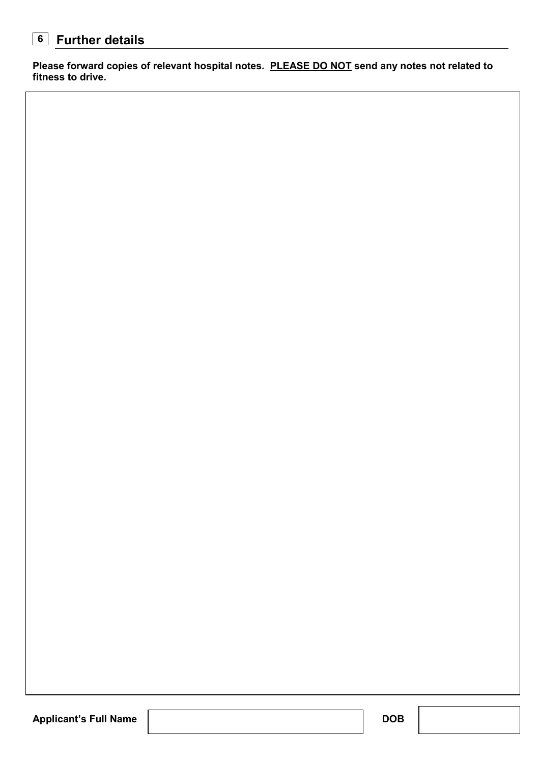## 6 Further details

**Please forward copies of relevant hospital notes. <u>PLEASE DO NOT</u> send any notes not related to fitness to drive.**

| |
|---|
| |

| **Applicant's Full Name** | | **DOB** | |
|---|---|---|---|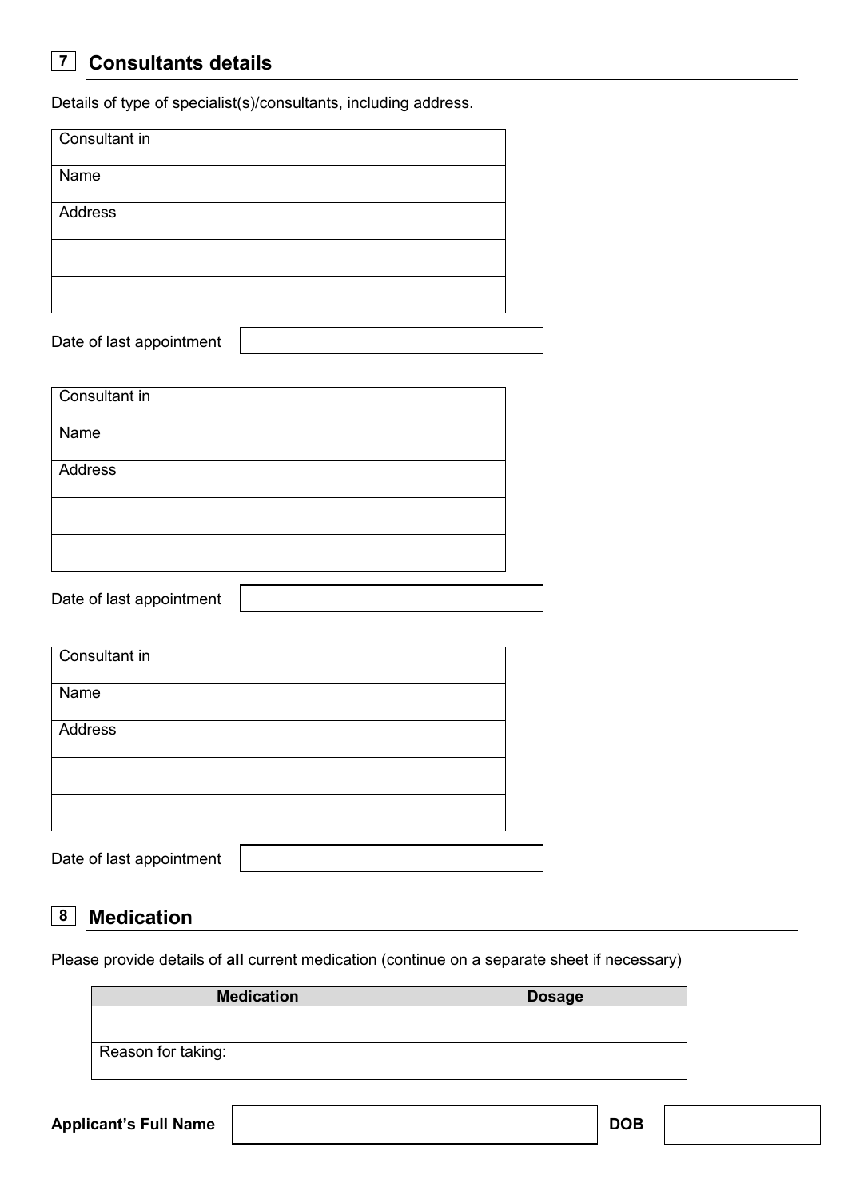## 7 Consultants details

Details of type of specialist(s)/consultants, including address.

| Consultant in |
|---|
| Name |
| Address |
| |
| |

Date of last appointment

| Consultant in |
|---|
| Name |
| Address |
| |
| |

Date of last appointment

| Consultant in |
|---|
| Name |
| Address |
| |
| |

Date of last appointment

## 8 Medication

Please provide details of **all** current medication (continue on a separate sheet if necessary)

| Medication | Dosage |
|---|---|
| | |
| Reason for taking: | |

**Applicant's Full Name** **DOB**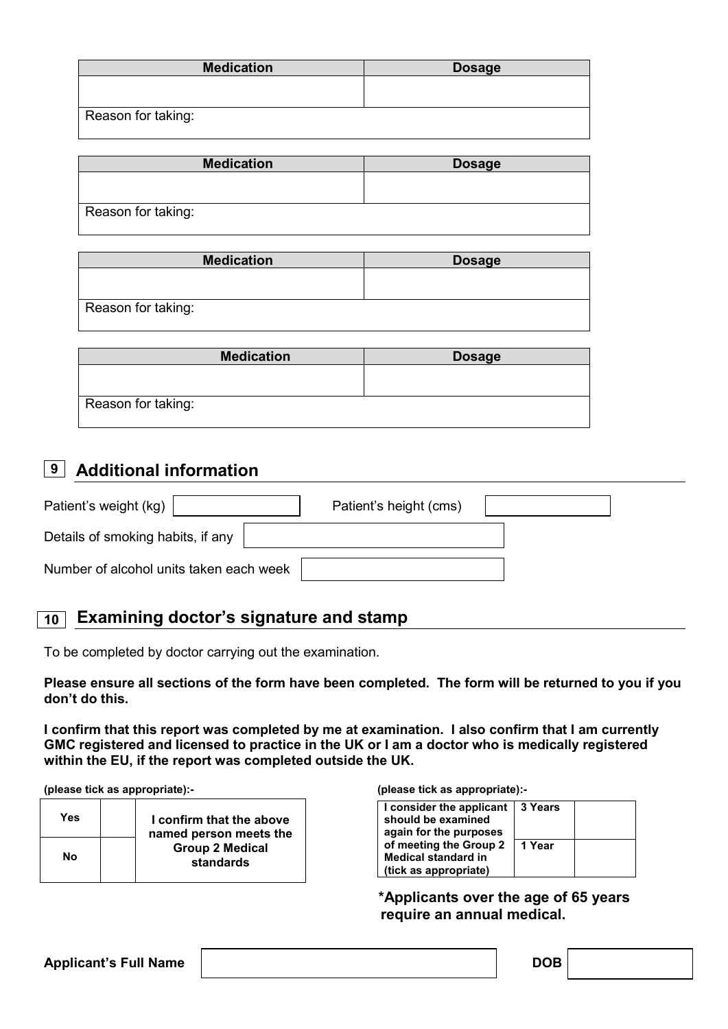| Medication | Dosage |
|---|---|
| | |
| Reason for taking: | |

| Medication | Dosage |
|---|---|
| | |
| Reason for taking: | |

| Medication | Dosage |
|---|---|
| | |
| Reason for taking: | |

| Medication | Dosage |
|---|---|
| | |
| Reason for taking: | |

## 9 Additional information

| | | | |
|---|---|---|---|
| Patient's weight (kg) | | Patient's height (cms) | |
| Details of smoking habits, if any | | | |
| Number of alcohol units taken each week | | | |

## 10 Examining doctor's signature and stamp

To be completed by doctor carrying out the examination.

**Please ensure all sections of the form have been completed. The form will be returned to you if you don't do this.**

**I confirm that this report was completed by me at examination. I also confirm that I am currently GMC registered and licensed to practice in the UK or I am a doctor who is medically registered within the EU, if the report was completed outside the UK.**

**(please tick as appropriate):-**

| | | |
|---|---|---|
| **Yes** | | **I confirm that the above named person meets the Group 2 Medical standards** |
| **No** | | |

**(please tick as appropriate):-**

| | | |
|---|---|---|
| **I consider the applicant should be examined again for the purposes of meeting the Group 2 Medical standard in (tick as appropriate)** | **3 Years** | |
| | **1 Year** | |

**\*Applicants over the age of 65 years require an annual medical.**

| | | | |
|---|---|---|---|
| **Applicant's Full Name** | | **DOB** | |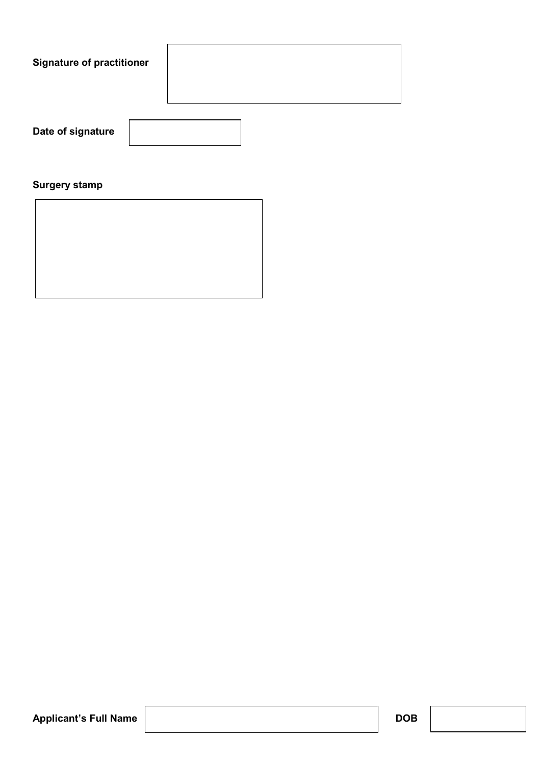**Signature of practitioner**

| |
|---|
| |

**Date of signature**

| |
|---|
| |

**Surgery stamp**

| |
|---|
| |

**Applicant's Full Name** | | **DOB** | |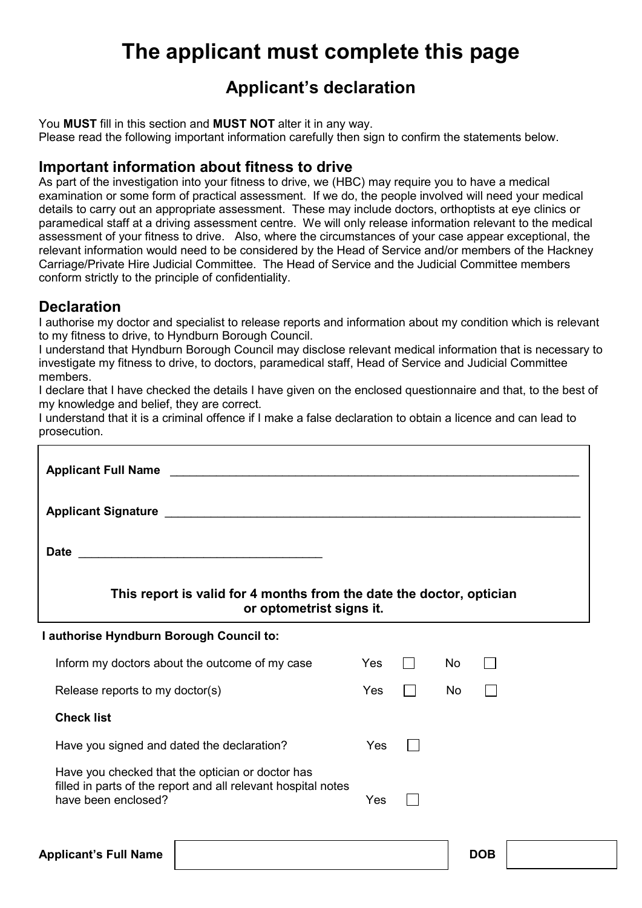# The applicant must complete this page

## Applicant's declaration

You **MUST** fill in this section and **MUST NOT** alter it in any way.
Please read the following important information carefully then sign to confirm the statements below.

### Important information about fitness to drive

As part of the investigation into your fitness to drive, we (HBC) may require you to have a medical examination or some form of practical assessment. If we do, the people involved will need your medical details to carry out an appropriate assessment. These may include doctors, orthoptists at eye clinics or paramedical staff at a driving assessment centre. We will only release information relevant to the medical assessment of your fitness to drive. Also, where the circumstances of your case appear exceptional, the relevant information would need to be considered by the Head of Service and/or members of the Hackney Carriage/Private Hire Judicial Committee. The Head of Service and the Judicial Committee members conform strictly to the principle of confidentiality.

### Declaration

I authorise my doctor and specialist to release reports and information about my condition which is relevant to my fitness to drive, to Hyndburn Borough Council.
I understand that Hyndburn Borough Council may disclose relevant medical information that is necessary to investigate my fitness to drive, to doctors, paramedical staff, Head of Service and Judicial Committee members.
I declare that I have checked the details I have given on the enclosed questionnaire and that, to the best of my knowledge and belief, they are correct.
I understand that it is a criminal offence if I make a false declaration to obtain a licence and can lead to prosecution.

**Applicant Full Name** ______________________________________________

**Applicant Signature** ______________________________________________

**Date** ______________________________

**This report is valid for 4 months from the date the doctor, optician or optometrist signs it.**

**I authorise Hyndburn Borough Council to:**

| | | | | |
|---|---|---|---|---|
| Inform my doctors about the outcome of my case | Yes | ☐ | No | ☐ |
| Release reports to my doctor(s) | Yes | ☐ | No | ☐ |

**Check list**

| | | |
|---|---|---|
| Have you signed and dated the declaration? | Yes | ☐ |
| Have you checked that the optician or doctor has filled in parts of the report and all relevant hospital notes have been enclosed? | Yes | ☐ |

| | | | |
|---|---|---|---|
| **Applicant's Full Name** | | **DOB** | |